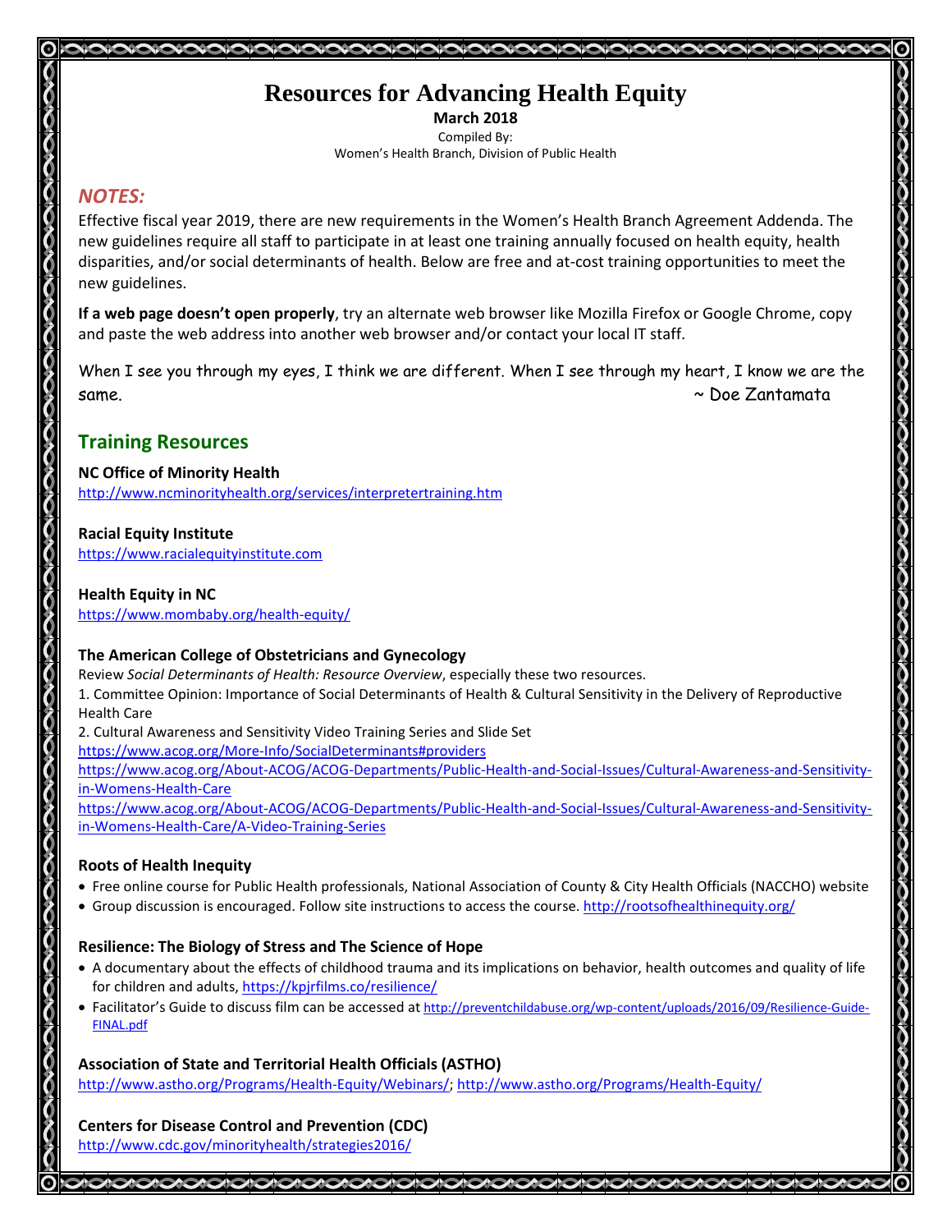# Resources for Advancing Health Equity

**March 2018**

Compiled By:
Women's Health Branch, Division of Public Health

## *NOTES:*

Effective fiscal year 2019, there are new requirements in the Women's Health Branch Agreement Addenda. The new guidelines require all staff to participate in at least one training annually focused on health equity, health disparities, and/or social determinants of health. Below are free and at-cost training opportunities to meet the new guidelines.

**If a web page doesn't open properly**, try an alternate web browser like Mozilla Firefox or Google Chrome, copy and paste the web address into another web browser and/or contact your local IT staff.

When I see you through my eyes, I think we are different. When I see through my heart, I know we are the same. ~ Doe Zantamata

## Training Resources

**NC Office of Minority Health**
http://www.ncminorityhealth.org/services/interpretertraining.htm

**Racial Equity Institute**
https://www.racialequityinstitute.com

**Health Equity in NC**
https://www.mombaby.org/health-equity/

**The American College of Obstetricians and Gynecology**
Review *Social Determinants of Health: Resource Overview*, especially these two resources.
1. Committee Opinion: Importance of Social Determinants of Health & Cultural Sensitivity in the Delivery of Reproductive Health Care
2. Cultural Awareness and Sensitivity Video Training Series and Slide Set
https://www.acog.org/More-Info/SocialDeterminants#providers
https://www.acog.org/About-ACOG/ACOG-Departments/Public-Health-and-Social-Issues/Cultural-Awareness-and-Sensitivity-in-Womens-Health-Care
https://www.acog.org/About-ACOG/ACOG-Departments/Public-Health-and-Social-Issues/Cultural-Awareness-and-Sensitivity-in-Womens-Health-Care/A-Video-Training-Series

**Roots of Health Inequity**
- Free online course for Public Health professionals, National Association of County & City Health Officials (NACCHO) website
- Group discussion is encouraged. Follow site instructions to access the course. http://rootsofhealthinequity.org/

**Resilience: The Biology of Stress and The Science of Hope**
- A documentary about the effects of childhood trauma and its implications on behavior, health outcomes and quality of life for children and adults, https://kpjrfilms.co/resilience/
- Facilitator's Guide to discuss film can be accessed at http://preventchildabuse.org/wp-content/uploads/2016/09/Resilience-Guide-FINAL.pdf

**Association of State and Territorial Health Officials (ASTHO)**
http://www.astho.org/Programs/Health-Equity/Webinars/; http://www.astho.org/Programs/Health-Equity/

**Centers for Disease Control and Prevention (CDC)**
http://www.cdc.gov/minorityhealth/strategies2016/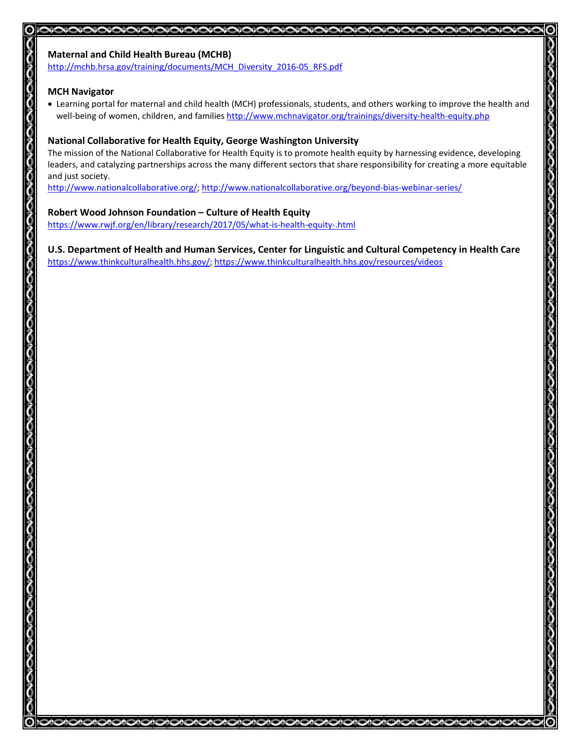**Maternal and Child Health Bureau (MCHB)**
http://mchb.hrsa.gov/training/documents/MCH_Diversity_2016-05_RFS.pdf

**MCH Navigator**

- Learning portal for maternal and child health (MCH) professionals, students, and others working to improve the health and well-being of women, children, and families http://www.mchnavigator.org/trainings/diversity-health-equity.php

**National Collaborative for Health Equity, George Washington University**
The mission of the National Collaborative for Health Equity is to promote health equity by harnessing evidence, developing leaders, and catalyzing partnerships across the many different sectors that share responsibility for creating a more equitable and just society.
http://www.nationalcollaborative.org/; http://www.nationalcollaborative.org/beyond-bias-webinar-series/

**Robert Wood Johnson Foundation – Culture of Health Equity**
https://www.rwjf.org/en/library/research/2017/05/what-is-health-equity-.html

**U.S. Department of Health and Human Services, Center for Linguistic and Cultural Competency in Health Care**
https://www.thinkculturalhealth.hhs.gov/; https://www.thinkculturalhealth.hhs.gov/resources/videos